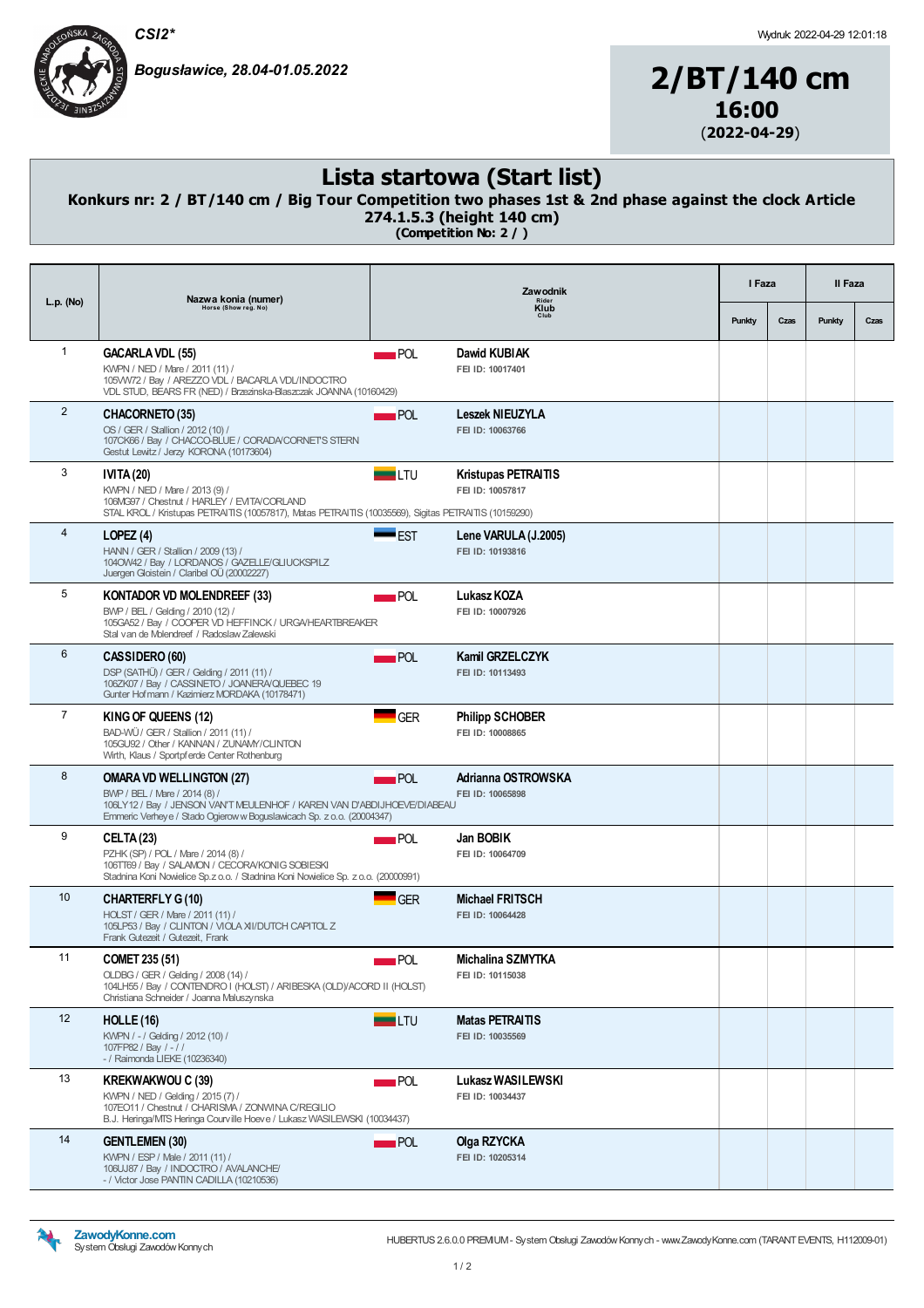**CSI2***

*Bogusławice, 28.04-01.05.2022*

Wydruk: 2022-04-29 12:01:18

# 2/BT/140 cm
## 16:00
(2022-04-29)

# Lista startowa (Start list)

**Konkurs nr: 2 / BT/140 cm / Big Tour Competition two phases 1st & 2nd phase against the clock Article 274.1.5.3 (height 140 cm)**
**(Competition No: 2 / )**

| L.p. (No) | Nazwa konia (numer) Horse (Show reg. No) | | Zawodnik Rider Klub Club | I Faza Punkty | I Faza Czas | II Faza Punkty | II Faza Czas |
|---|---|---|---|---|---|---|---|
| 1 | **GACARLA VDL (55)** KWPN / NED / Mare / 2011 (11) / 105VW72 / Bay / AREZZO VDL / BACARLA VDL/INDOCTRO VDL STUD, BEARS FR (NED) / Brzezinska-Blaszczak JOANNA (10160429) | POL | **Dawid KUBIAK** FEI ID: 10017401 | | | | |
| 2 | **CHACORNETO (35)** OS / GER / Stallion / 2012 (10) / 107CK66 / Bay / CHACCO-BLUE / CORADA/CORNET'S STERN Gestut Lewitz / Jerzy KORONA (10173604) | POL | **Leszek NIEUZYLA** FEI ID: 10063766 | | | | |
| 3 | **IVITA (20)** KWPN / NED / Mare / 2013 (9) / 106MG97 / Chestnut / HARLEY / EVITA/CORLAND STAL KROL / Kristupas PETRAITIS (10057817), Matas PETRAITIS (10035569), Sigitas PETRAITIS (10159290) | LTU | **Kristupas PETRAITIS** FEI ID: 10057817 | | | | |
| 4 | **LOPEZ (4)** HANN / GER / Stallion / 2009 (13) / 104OW42 / Bay / LORDANOS / GAZELLE/GLIUCKSPILZ Juergen Gloistein / Claribel OÜ (20002227) | EST | **Lene VARULA (J.2005)** FEI ID: 10193816 | | | | |
| 5 | **KONTADOR VD MOLENDREEF (33)** BWP / BEL / Gelding / 2010 (12) / 105GA52 / Bay / COOPER VD HEFFINCK / URGA/HEARTBREAKER Stal van de Molendreef / Radoslaw Zalewski | POL | **Lukasz KOZA** FEI ID: 10007926 | | | | |
| 6 | **CASSIDERO (60)** DSP (SATHÜ) / GER / Gelding / 2011 (11) / 106ZK07 / Bay / CASSINETO / JOANERA/QUEBEC 19 Gunter Hofmann / Kazimierz MORDAKA (10178471) | POL | **Kamil GRZELCZYK** FEI ID: 10113493 | | | | |
| 7 | **KING OF QUEENS (12)** BAD-WÜ / GER / Stallion / 2011 (11) / 105GU92 / Other / KANNAN / ZUNAMY/CLINTON Wirth, Klaus / Sportpferde Center Rothenburg | GER | **Philipp SCHOBER** FEI ID: 10008865 | | | | |
| 8 | **OMARA VD WELLINGTON (27)** BWP / BEL / Mare / 2014 (8) / 106LY12 / Bay / JENSON VAN'T MEULENHOF / KAREN VAN D'ABDIJHOEVE/DIABEAU Emmeric Verheye / Stado Ogierow w Boguslawicach Sp. z o.o. (20004347) | POL | **Adrianna OSTROWSKA** FEI ID: 10065898 | | | | |
| 9 | **CELTA (23)** PZHK (SP) / POL / Mare / 2014 (8) / 106TT69 / Bay / SALAMON / CECORA/KONIG SOBIESKI Stadnina Koni Nowielice Sp.z o.o. / Stadnina Koni Nowielice Sp. z o.o. (20000991) | POL | **Jan BOBIK** FEI ID: 10064709 | | | | |
| 10 | **CHARTERFLY G (10)** HOLST / GER / Mare / 2011 (11) / 105LP53 / Bay / CLINTON / VIOLA XII/DUTCH CAPITOL Z Frank Gutezeit / Gutezeit, Frank | GER | **Michael FRITSCH** FEI ID: 10064428 | | | | |
| 11 | **COMET 235 (51)** OLDBG / GER / Gelding / 2008 (14) / 104LH55 / Bay / CONTENDRO I (HOLST) / ARIBESKA (OLD)/ACORD II (HOLST) Christiana Schneider / Joanna Maluszynska | POL | **Michalina SZMYTKA** FEI ID: 10115038 | | | | |
| 12 | **HOLLE (16)** KWPN / - / Gelding / 2012 (10) / 107FP82 / Bay / - / / - / Raimonda LIEKE (10236340) | LTU | **Matas PETRAITIS** FEI ID: 10035569 | | | | |
| 13 | **KREKWAKWOU C (39)** KWPN / NED / Gelding / 2015 (7) / 107EO11 / Chestnut / CHARISMA / ZONWINA C/REGILIO B.J. Heringa/MTS Heringa Courville Hoeve / Lukasz WASILEWSKI (10034437) | POL | **Lukasz WASILEWSKI** FEI ID: 10034437 | | | | |
| 14 | **GENTLEMEN (30)** KWPN / ESP / Male / 2011 (11) / 106UJ87 / Bay / INDOCTRO / AVALANCHE/ - / Victor Jose PANTIN CADILLA (10210536) | POL | **Olga RZYCKA** FEI ID: 10205314 | | | | |

ZawodyKonne.com System Obsługi Zawodów Konnych

HUBERTUS 2.6.0.0 PREMIUM - System Obsługi Zawodów Konnych - www.ZawodyKonne.com (TARANT EVENTS, H112009-01)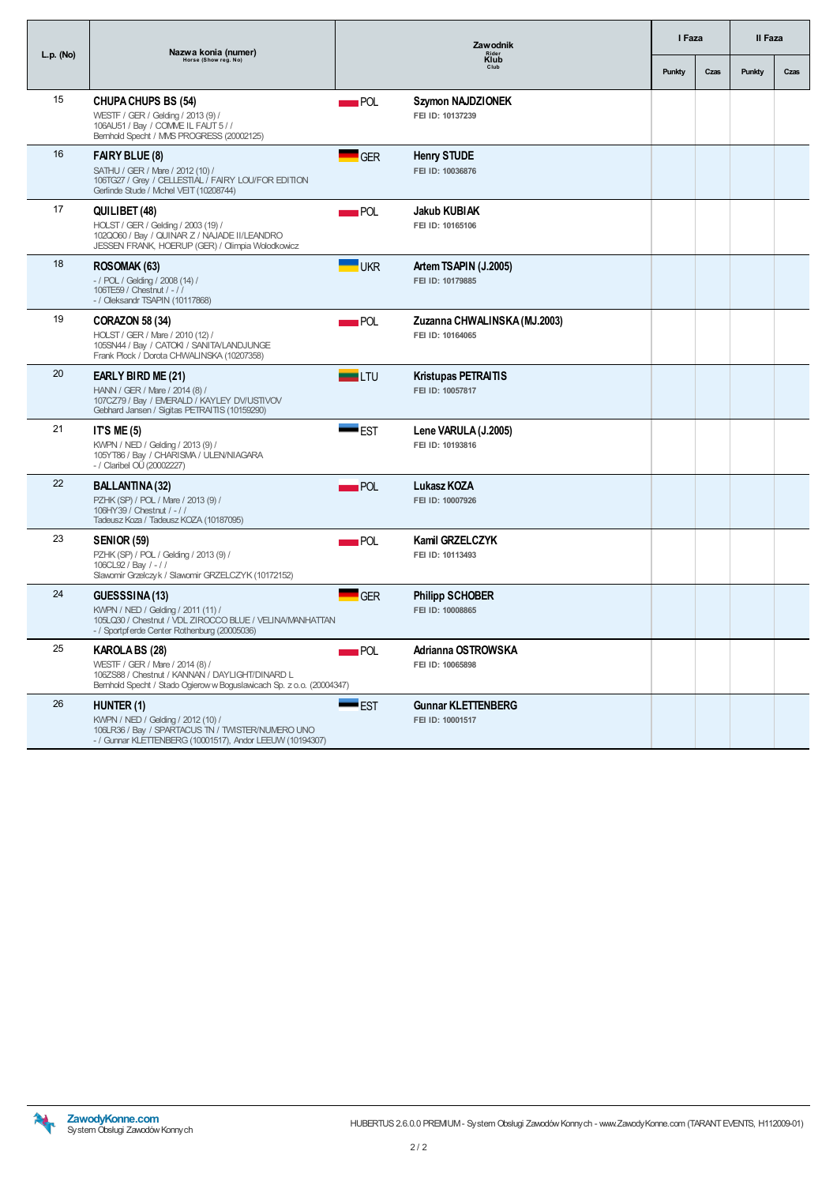| L.p. (No) | Nazwa konia (numer) Horse (Show reg. No) | Zawodnik Rider Klub Club | | I Faza | | II Faza | |
|---|---|---|---|---|---|---|---|
| | | | | Punkty | Czas | Punkty | Czas |
| 15 | **CHUPA CHUPS BS (54)**<br>WESTF / GER / Gelding / 2013 (9) /<br>106AU51 / Bay / COMME IL FAUT 5 / /<br>Bernhold Specht / MMS PROGRESS (20002125) | POL | **Szymon NAJDZIONEK**<br>FEI ID: 10137239 | | | | |
| 16 | **FAIRY BLUE (8)**<br>SATHU / GER / Mare / 2012 (10) /<br>106TG27 / Grey / CELLESTIAL / FAIRY LOU/FOR EDITION<br>Gerlinde Stude / Michel VEIT (10208744) | GER | **Henry STUDE**<br>FEI ID: 10036876 | | | | |
| 17 | **QUILIBET (48)**<br>HOLST / GER / Gelding / 2003 (19) /<br>102QO60 / Bay / QUINAR Z / NAJADE II/LEANDRO<br>JESSEN FRANK, HOERUP (GER) / Olimpia Wolodkowicz | POL | **Jakub KUBIAK**<br>FEI ID: 10165106 | | | | |
| 18 | **ROSOMAK (63)**<br>- / POL / Gelding / 2008 (14) /<br>106TE59 / Chestnut / - / /<br>- / Oleksandr TSAPIN (10117868) | UKR | **Artem TSAPIN (J.2005)**<br>FEI ID: 10179885 | | | | |
| 19 | **CORAZON 58 (34)**<br>HOLST / GER / Mare / 2010 (12) /<br>105SN44 / Bay / CATOKI / SANITA/LANDJUNGE<br>Frank Plock / Dorota CHWALINSKA (10207358) | POL | **Zuzanna CHWALINSKA (MJ.2003)**<br>FEI ID: 10164065 | | | | |
| 20 | **EARLY BIRD ME (21)**<br>HANN / GER / Mare / 2014 (8) /<br>107CZ79 / Bay / EMERALD / KAYLEY DV/USTIVOV<br>Gebhard Jansen / Sigitas PETRAITIS (10159290) | LTU | **Kristupas PETRAITIS**<br>FEI ID: 10057817 | | | | |
| 21 | **IT'S ME (5)**<br>KWPN / NED / Gelding / 2013 (9) /<br>105YT86 / Bay / CHARISMA / ULEN/NIAGARA<br>- / Claribel OÜ (20002227) | EST | **Lene VARULA (J.2005)**<br>FEI ID: 10193816 | | | | |
| 22 | **BALLANTINA (32)**<br>PZHK (SP) / POL / Mare / 2013 (9) /<br>106HY39 / Chestnut / - / /<br>Tadeusz Koza / Tadeusz KOZA (10187095) | POL | **Lukasz KOZA**<br>FEI ID: 10007926 | | | | |
| 23 | **SENIOR (59)**<br>PZHK (SP) / POL / Gelding / 2013 (9) /<br>106CL92 / Bay / - / /<br>Slawomir Grzelczyk / Slawomir GRZELCZYK (10172152) | POL | **Kamil GRZELCZYK**<br>FEI ID: 10113493 | | | | |
| 24 | **GUESSSINA (13)**<br>KWPN / NED / Gelding / 2011 (11) /<br>105LQ30 / Chestnut / VDL ZIROCCO BLUE / VELINA/MANHATTAN<br>- / Sportpferde Center Rothenburg (20005036) | GER | **Philipp SCHOBER**<br>FEI ID: 10008865 | | | | |
| 25 | **KAROLA BS (28)**<br>WESTF / GER / Mare / 2014 (8) /<br>106ZS88 / Chestnut / KANNAN / DAYLIGHT/DINARD L<br>Bernhold Specht / Stado Ogierow w Boguslawicach Sp. z o.o. (20004347) | POL | **Adrianna OSTROWSKA**<br>FEI ID: 10065898 | | | | |
| 26 | **HUNTER (1)**<br>KWPN / NED / Gelding / 2012 (10) /<br>106LR36 / Bay / SPARTACUS TN / TWISTER/NUMERO UNO<br>- / Gunnar KLETTENBERG (10001517), Andor LEEUW (10194307) | EST | **Gunnar KLETTENBERG**<br>FEI ID: 10001517 | | | | |

ZawodyKonne.com
System Obsługi Zawodów Konnych

HUBERTUS 2.6.0.0 PREMIUM - System Obsługi Zawodów Konnych - www.ZawodyKonne.com (TARANT EVENTS, H112009-01)